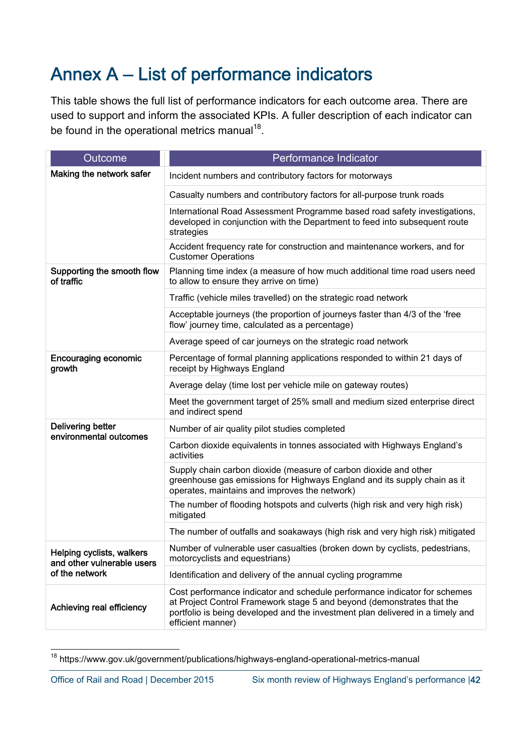# Annex A – List of performance indicators

This table shows the full list of performance indicators for each outcome area. There are used to support and inform the associated KPIs. A fuller description of each indicator can be found in the operational metrics manual[18].

| Outcome | Performance Indicator |
| --- | --- |
| **Making the network safer** | Incident numbers and contributory factors for motorways |
| | Casualty numbers and contributory factors for all-purpose trunk roads |
| | International Road Assessment Programme based road safety investigations, developed in conjunction with the Department to feed into subsequent route strategies |
| | Accident frequency rate for construction and maintenance workers, and for Customer Operations |
| **Supporting the smooth flow of traffic** | Planning time index (a measure of how much additional time road users need to allow to ensure they arrive on time) |
| | Traffic (vehicle miles travelled) on the strategic road network |
| | Acceptable journeys (the proportion of journeys faster than 4/3 of the 'free flow' journey time, calculated as a percentage) |
| | Average speed of car journeys on the strategic road network |
| **Encouraging economic growth** | Percentage of formal planning applications responded to within 21 days of receipt by Highways England |
| | Average delay (time lost per vehicle mile on gateway routes) |
| | Meet the government target of 25% small and medium sized enterprise direct and indirect spend |
| **Delivering better environmental outcomes** | Number of air quality pilot studies completed |
| | Carbon dioxide equivalents in tonnes associated with Highways England's activities |
| | Supply chain carbon dioxide (measure of carbon dioxide and other greenhouse gas emissions for Highways England and its supply chain as it operates, maintains and improves the network) |
| | The number of flooding hotspots and culverts (high risk and very high risk) mitigated |
| | The number of outfalls and soakaways (high risk and very high risk) mitigated |
| **Helping cyclists, walkers and other vulnerable users of the network** | Number of vulnerable user casualties (broken down by cyclists, pedestrians, motorcyclists and equestrians) |
| | Identification and delivery of the annual cycling programme |
| **Achieving real efficiency** | Cost performance indicator and schedule performance indicator for schemes at Project Control Framework stage 5 and beyond (demonstrates that the portfolio is being developed and the investment plan delivered in a timely and efficient manner) |

[18] https://www.gov.uk/government/publications/highways-england-operational-metrics-manual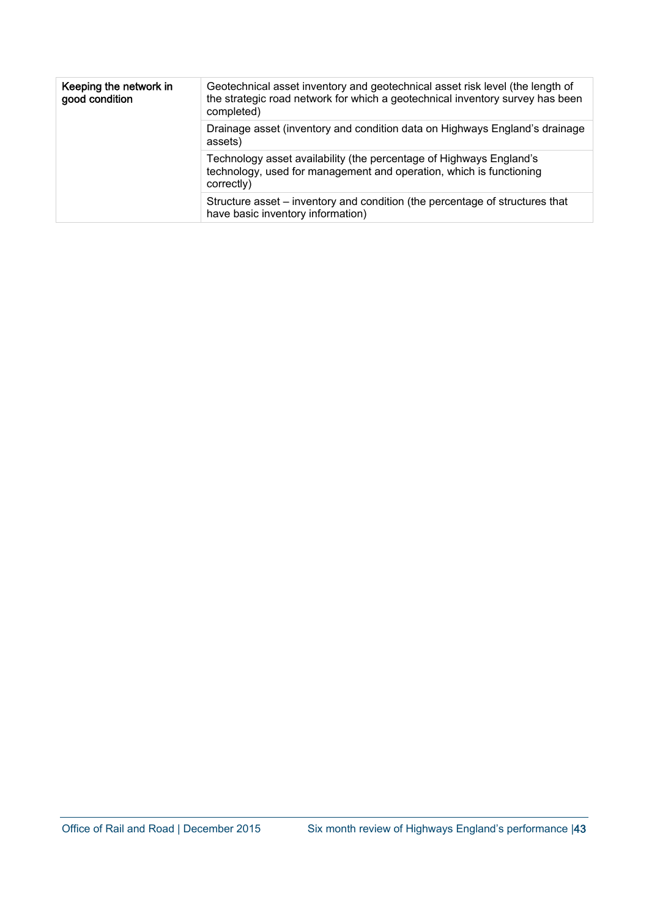| | |
|---|---|
| **Keeping the network in good condition** | Geotechnical asset inventory and geotechnical asset risk level (the length of the strategic road network for which a geotechnical inventory survey has been completed) |
| | Drainage asset (inventory and condition data on Highways England's drainage assets) |
| | Technology asset availability (the percentage of Highways England's technology, used for management and operation, which is functioning correctly) |
| | Structure asset – inventory and condition (the percentage of structures that have basic inventory information) |